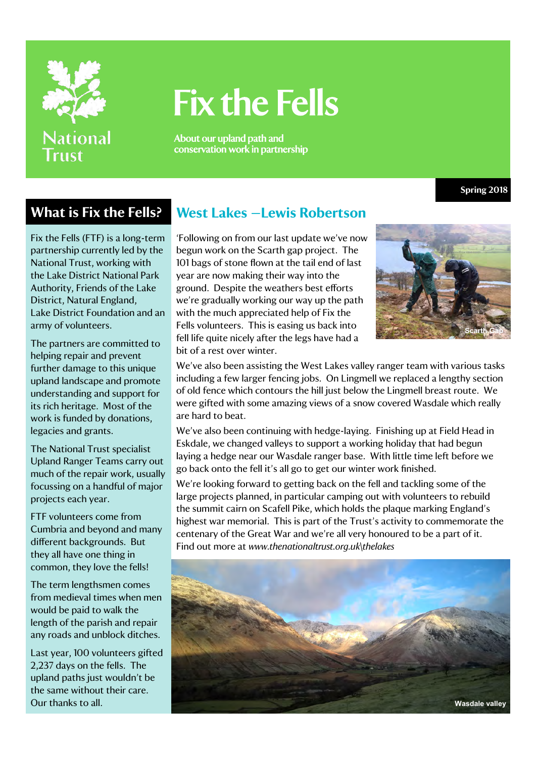# Fix the Fells

About our upland path and conservation work in partnership

Spring 2018

## What is Fix the Fells?

Fix the Fells (FTF) is a long-term partnership currently led by the National Trust, working with the Lake District National Park Authority, Friends of the Lake District, Natural England, Lake District Foundation and an army of volunteers.

The partners are committed to helping repair and prevent further damage to this unique upland landscape and promote understanding and support for its rich heritage. Most of the work is funded by donations, legacies and grants.

The National Trust specialist Upland Ranger Teams carry out much of the repair work, usually focussing on a handful of major projects each year.

FTF volunteers come from Cumbria and beyond and many different backgrounds. But they all have one thing in common, they love the fells!

The term lengthsmen comes from medieval times when men would be paid to walk the length of the parish and repair any roads and unblock ditches.

Last year, 100 volunteers gifted 2,237 days on the fells. The upland paths just wouldn't be the same without their care. Our thanks to all.

## West Lakes –Lewis Robertson

'Following on from our last update we've now begun work on the Scarth gap project. The 101 bags of stone flown at the tail end of last year are now making their way into the ground. Despite the weathers best efforts we're gradually working our way up the path with the much appreciated help of Fix the Fells volunteers. This is easing us back into fell life quite nicely after the legs have had a bit of a rest over winter.

Scarth Gap

We've also been assisting the West Lakes valley ranger team with various tasks including a few larger fencing jobs. On Lingmell we replaced a lengthy section of old fence which contours the hill just below the Lingmell breast route. We were gifted with some amazing views of a snow covered Wasdale which really are hard to beat.

We've also been continuing with hedge-laying. Finishing up at Field Head in Eskdale, we changed valleys to support a working holiday that had begun laying a hedge near our Wasdale ranger base. With little time left before we go back onto the fell it's all go to get our winter work finished.

We're looking forward to getting back on the fell and tackling some of the large projects planned, in particular camping out with volunteers to rebuild the summit cairn on Scafell Pike, which holds the plaque marking England's highest war memorial. This is part of the Trust's activity to commemorate the centenary of the Great War and we're all very honoured to be a part of it. Find out more at *www.thenationaltrust.org.uk\thelakes*

Wasdale valley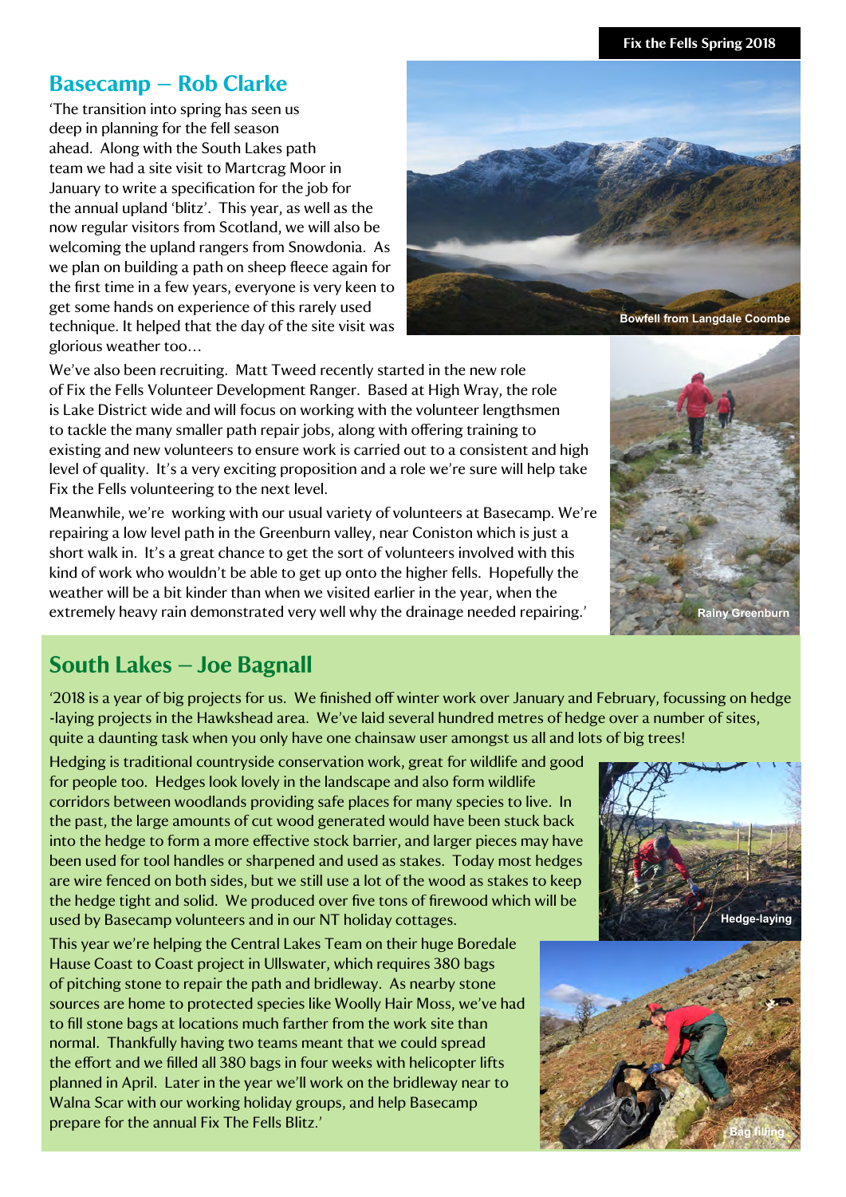## Basecamp – Rob Clarke

'The transition into spring has seen us deep in planning for the fell season ahead. Along with the South Lakes path team we had a site visit to Martcrag Moor in January to write a specification for the job for the annual upland 'blitz'. This year, as well as the now regular visitors from Scotland, we will also be welcoming the upland rangers from Snowdonia. As we plan on building a path on sheep fleece again for the first time in a few years, everyone is very keen to get some hands on experience of this rarely used technique. It helped that the day of the site visit was glorious weather too…

Bowfell from Langdale Coombe

We've also been recruiting. Matt Tweed recently started in the new role of Fix the Fells Volunteer Development Ranger. Based at High Wray, the role is Lake District wide and will focus on working with the volunteer lengthsmen to tackle the many smaller path repair jobs, along with offering training to existing and new volunteers to ensure work is carried out to a consistent and high level of quality. It's a very exciting proposition and a role we're sure will help take Fix the Fells volunteering to the next level.

Meanwhile, we're working with our usual variety of volunteers at Basecamp. We're repairing a low level path in the Greenburn valley, near Coniston which is just a short walk in. It's a great chance to get the sort of volunteers involved with this kind of work who wouldn't be able to get up onto the higher fells. Hopefully the weather will be a bit kinder than when we visited earlier in the year, when the extremely heavy rain demonstrated very well why the drainage needed repairing.'

Rainy Greenburn

## South Lakes – Joe Bagnall

'2018 is a year of big projects for us. We finished off winter work over January and February, focussing on hedge-laying projects in the Hawkshead area. We've laid several hundred metres of hedge over a number of sites, quite a daunting task when you only have one chainsaw user amongst us all and lots of big trees!

Hedging is traditional countryside conservation work, great for wildlife and good for people too. Hedges look lovely in the landscape and also form wildlife corridors between woodlands providing safe places for many species to live. In the past, the large amounts of cut wood generated would have been stuck back into the hedge to form a more effective stock barrier, and larger pieces may have been used for tool handles or sharpened and used as stakes. Today most hedges are wire fenced on both sides, but we still use a lot of the wood as stakes to keep the hedge tight and solid. We produced over five tons of firewood which will be used by Basecamp volunteers and in our NT holiday cottages.

Hedge-laying

This year we're helping the Central Lakes Team on their huge Boredale Hause Coast to Coast project in Ullswater, which requires 380 bags of pitching stone to repair the path and bridleway. As nearby stone sources are home to protected species like Woolly Hair Moss, we've had to fill stone bags at locations much farther from the work site than normal. Thankfully having two teams meant that we could spread the effort and we filled all 380 bags in four weeks with helicopter lifts planned in April. Later in the year we'll work on the bridleway near to Walna Scar with our working holiday groups, and help Basecamp prepare for the annual Fix The Fells Blitz.'

Bag filling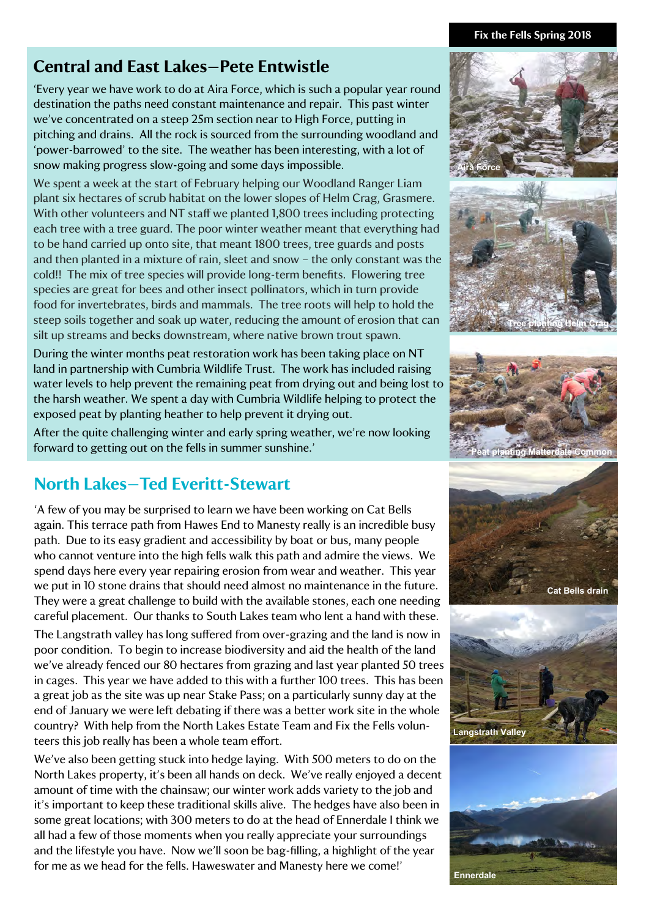## Central and East Lakes—Pete Entwistle

'Every year we have work to do at Aira Force, which is such a popular year round destination the paths need constant maintenance and repair. This past winter we've concentrated on a steep 25m section near to High Force, putting in pitching and drains. All the rock is sourced from the surrounding woodland and 'power-barrowed' to the site. The weather has been interesting, with a lot of snow making progress slow-going and some days impossible.

We spent a week at the start of February helping our Woodland Ranger Liam plant six hectares of scrub habitat on the lower slopes of Helm Crag, Grasmere. With other volunteers and NT staff we planted 1,800 trees including protecting each tree with a tree guard. The poor winter weather meant that everything had to be hand carried up onto site, that meant 1800 trees, tree guards and posts and then planted in a mixture of rain, sleet and snow – the only constant was the cold!! The mix of tree species will provide long-term benefits. Flowering tree species are great for bees and other insect pollinators, which in turn provide food for invertebrates, birds and mammals. The tree roots will help to hold the steep soils together and soak up water, reducing the amount of erosion that can silt up streams and becks downstream, where native brown trout spawn.

During the winter months peat restoration work has been taking place on NT land in partnership with Cumbria Wildlife Trust. The work has included raising water levels to help prevent the remaining peat from drying out and being lost to the harsh weather. We spent a day with Cumbria Wildlife helping to protect the exposed peat by planting heather to help prevent it drying out.

After the quite challenging winter and early spring weather, we're now looking forward to getting out on the fells in summer sunshine.'

Aira Force

Tree planting Helm Crag

Peat planting Matterdale Common

## North Lakes—Ted Everitt-Stewart

'A few of you may be surprised to learn we have been working on Cat Bells again. This terrace path from Hawes End to Manesty really is an incredible busy path. Due to its easy gradient and accessibility by boat or bus, many people who cannot venture into the high fells walk this path and admire the views. We spend days here every year repairing erosion from wear and weather. This year we put in 10 stone drains that should need almost no maintenance in the future. They were a great challenge to build with the available stones, each one needing careful placement. Our thanks to South Lakes team who lent a hand with these.

The Langstrath valley has long suffered from over-grazing and the land is now in poor condition. To begin to increase biodiversity and aid the health of the land we've already fenced our 80 hectares from grazing and last year planted 50 trees in cages. This year we have added to this with a further 100 trees. This has been a great job as the site was up near Stake Pass; on a particularly sunny day at the end of January we were left debating if there was a better work site in the whole country? With help from the North Lakes Estate Team and Fix the Fells volunteers this job really has been a whole team effort.

We've also been getting stuck into hedge laying. With 500 meters to do on the North Lakes property, it's been all hands on deck. We've really enjoyed a decent amount of time with the chainsaw; our winter work adds variety to the job and it's important to keep these traditional skills alive. The hedges have also been in some great locations; with 300 meters to do at the head of Ennerdale I think we all had a few of those moments when you really appreciate your surroundings and the lifestyle you have. Now we'll soon be bag-filling, a highlight of the year for me as we head for the fells. Haweswater and Manesty here we come!'

Cat Bells drain

Langstrath Valley

Ennerdale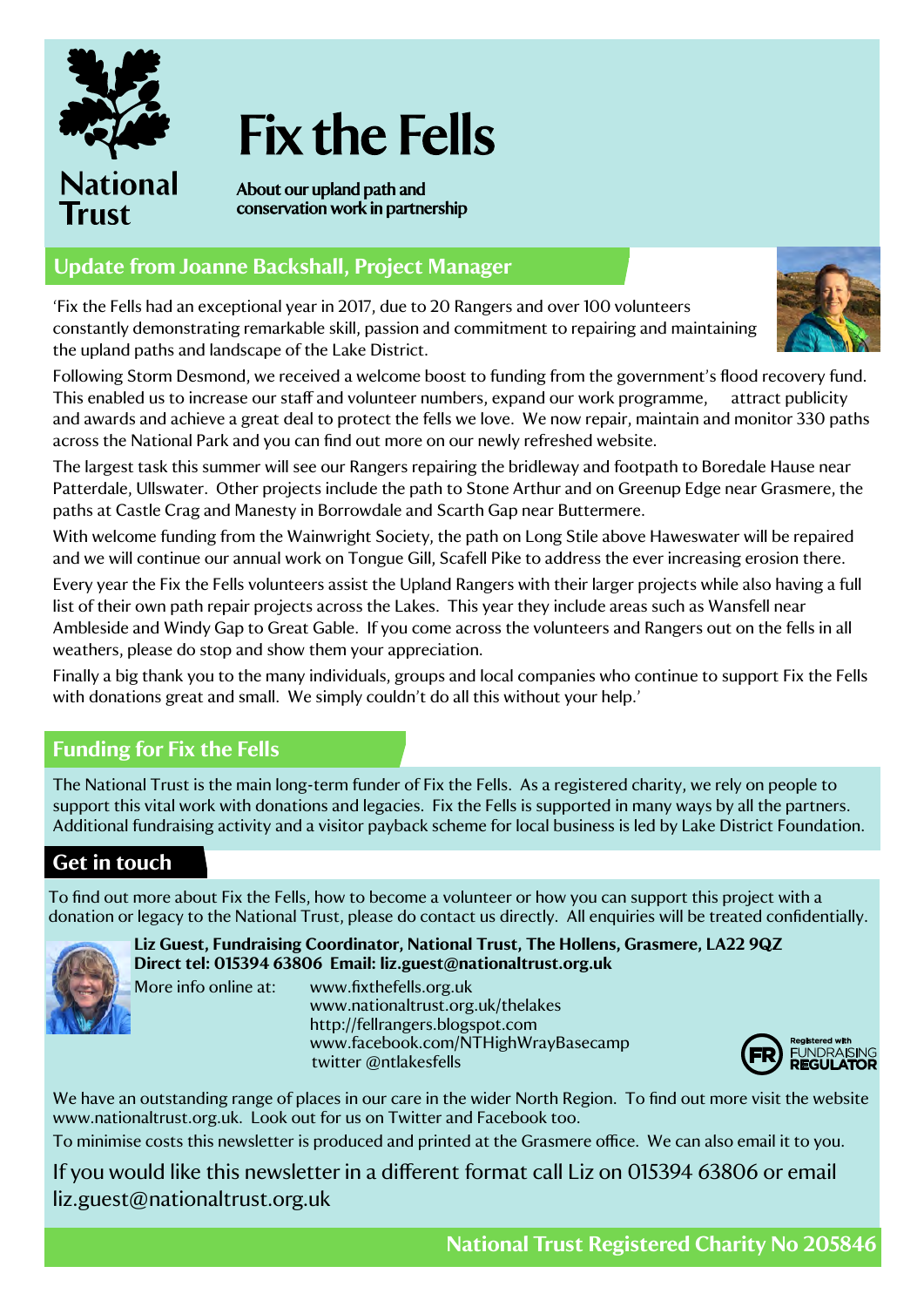National Trust

# Fix the Fells

About our upland path and conservation work in partnership

## Update from Joanne Backshall, Project Manager

'Fix the Fells had an exceptional year in 2017, due to 20 Rangers and over 100 volunteers constantly demonstrating remarkable skill, passion and commitment to repairing and maintaining the upland paths and landscape of the Lake District.

Following Storm Desmond, we received a welcome boost to funding from the government's flood recovery fund. This enabled us to increase our staff and volunteer numbers, expand our work programme, attract publicity and awards and achieve a great deal to protect the fells we love. We now repair, maintain and monitor 330 paths across the National Park and you can find out more on our newly refreshed website.

The largest task this summer will see our Rangers repairing the bridleway and footpath to Boredale Hause near Patterdale, Ullswater. Other projects include the path to Stone Arthur and on Greenup Edge near Grasmere, the paths at Castle Crag and Manesty in Borrowdale and Scarth Gap near Buttermere.

With welcome funding from the Wainwright Society, the path on Long Stile above Haweswater will be repaired and we will continue our annual work on Tongue Gill, Scafell Pike to address the ever increasing erosion there.

Every year the Fix the Fells volunteers assist the Upland Rangers with their larger projects while also having a full list of their own path repair projects across the Lakes. This year they include areas such as Wansfell near Ambleside and Windy Gap to Great Gable. If you come across the volunteers and Rangers out on the fells in all weathers, please do stop and show them your appreciation.

Finally a big thank you to the many individuals, groups and local companies who continue to support Fix the Fells with donations great and small. We simply couldn't do all this without your help.'

## Funding for Fix the Fells

The National Trust is the main long-term funder of Fix the Fells. As a registered charity, we rely on people to support this vital work with donations and legacies. Fix the Fells is supported in many ways by all the partners. Additional fundraising activity and a visitor payback scheme for local business is led by Lake District Foundation.

## Get in touch

To find out more about Fix the Fells, how to become a volunteer or how you can support this project with a donation or legacy to the National Trust, please do contact us directly. All enquiries will be treated confidentially.

**Liz Guest, Fundraising Coordinator, National Trust, The Hollens, Grasmere, LA22 9QZ**
**Direct tel: 015394 63806 Email: liz.guest@nationaltrust.org.uk**

More info online at:
- www.fixthefells.org.uk
- www.nationaltrust.org.uk/thelakes
- http://fellrangers.blogspot.com
- www.facebook.com/NTHighWrayBasecamp
- twitter @ntlakesfells

Registered with FUNDRAISING REGULATOR

We have an outstanding range of places in our care in the wider North Region. To find out more visit the website www.nationaltrust.org.uk. Look out for us on Twitter and Facebook too.

To minimise costs this newsletter is produced and printed at the Grasmere office. We can also email it to you.

If you would like this newsletter in a different format call Liz on 015394 63806 or email liz.guest@nationaltrust.org.uk

**National Trust Registered Charity No 205846**